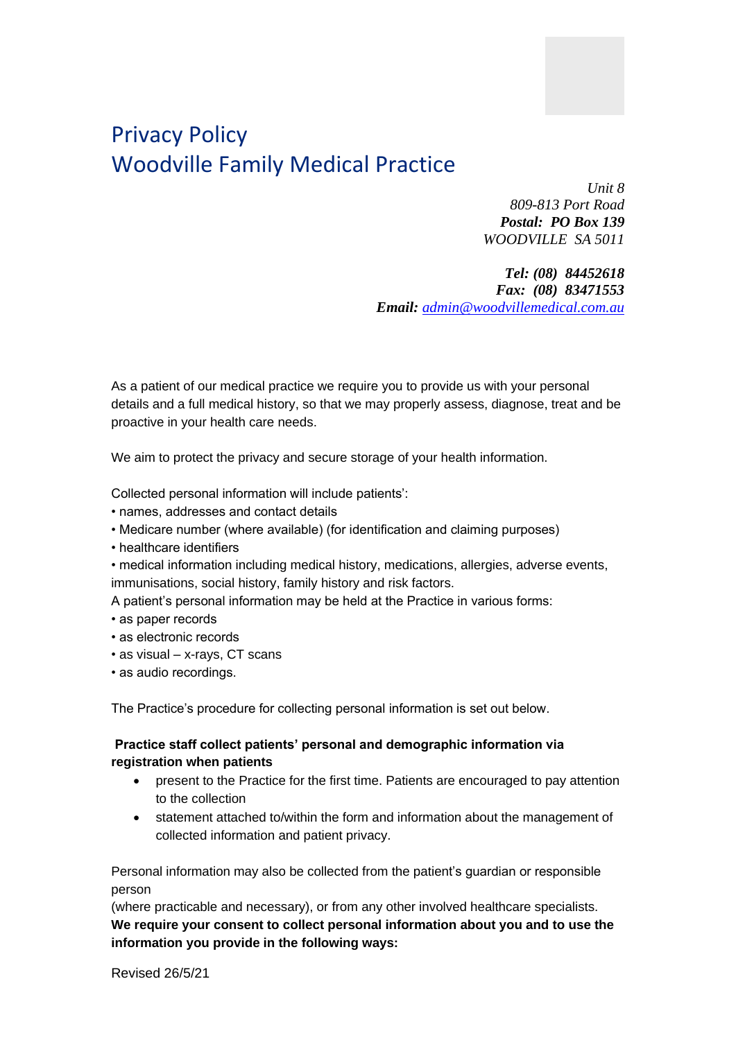# Privacy Policy
# Woodville Family Medical Practice

*Unit 8*
*809-813 Port Road*
***Postal: PO Box 139***
*WOODVILLE SA 5011*

***Tel: (08) 84452618***
***Fax: (08) 83471553***
***Email:*** *admin@woodvillemedical.com.au*

As a patient of our medical practice we require you to provide us with your personal details and a full medical history, so that we may properly assess, diagnose, treat and be proactive in your health care needs.

We aim to protect the privacy and secure storage of your health information.

Collected personal information will include patients':
- names, addresses and contact details
- Medicare number (where available) (for identification and claiming purposes)
- healthcare identifiers
- medical information including medical history, medications, allergies, adverse events, immunisations, social history, family history and risk factors.

A patient's personal information may be held at the Practice in various forms:
- as paper records
- as electronic records
- as visual – x-rays, CT scans
- as audio recordings.

The Practice's procedure for collecting personal information is set out below.

**Practice staff collect patients' personal and demographic information via registration when patients**

- present to the Practice for the first time. Patients are encouraged to pay attention to the collection
- statement attached to/within the form and information about the management of collected information and patient privacy.

Personal information may also be collected from the patient's guardian or responsible person
(where practicable and necessary), or from any other involved healthcare specialists.
**We require your consent to collect personal information about you and to use the information you provide in the following ways:**

Revised 26/5/21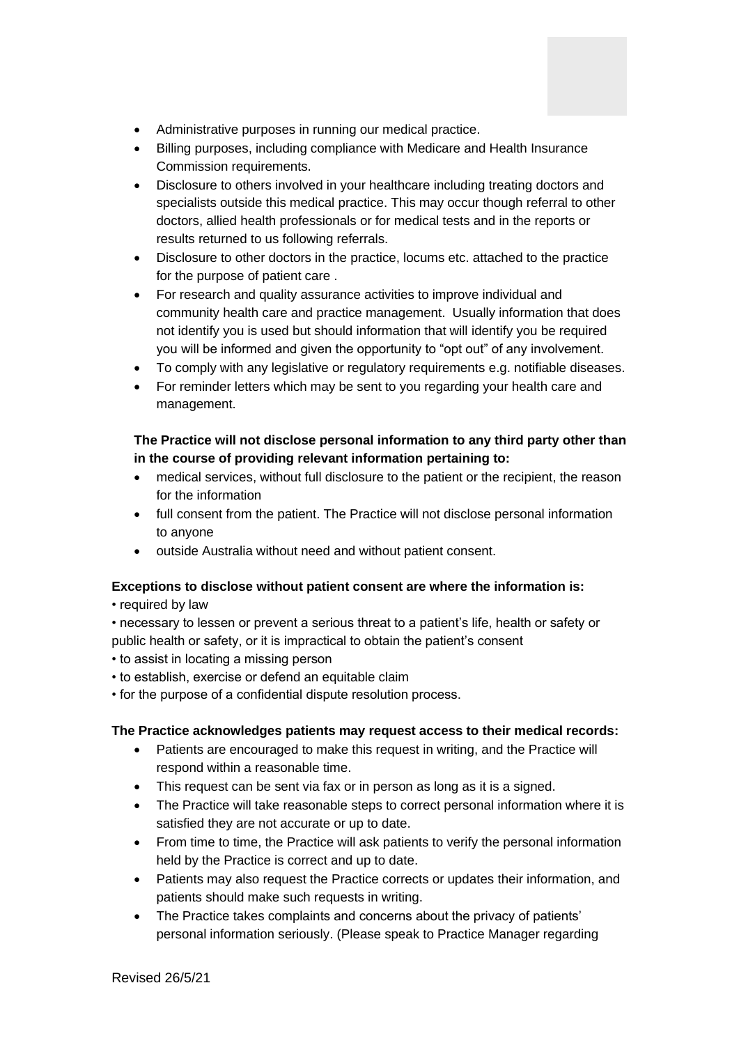- Administrative purposes in running our medical practice.
- Billing purposes, including compliance with Medicare and Health Insurance Commission requirements.
- Disclosure to others involved in your healthcare including treating doctors and specialists outside this medical practice. This may occur though referral to other doctors, allied health professionals or for medical tests and in the reports or results returned to us following referrals.
- Disclosure to other doctors in the practice, locums etc. attached to the practice for the purpose of patient care .
- For research and quality assurance activities to improve individual and community health care and practice management. Usually information that does not identify you is used but should information that will identify you be required you will be informed and given the opportunity to "opt out" of any involvement.
- To comply with any legislative or regulatory requirements e.g. notifiable diseases.
- For reminder letters which may be sent to you regarding your health care and management.

**The Practice will not disclose personal information to any third party other than in the course of providing relevant information pertaining to:**

- medical services, without full disclosure to the patient or the recipient, the reason for the information
- full consent from the patient. The Practice will not disclose personal information to anyone
- outside Australia without need and without patient consent.

**Exceptions to disclose without patient consent are where the information is:**

• required by law
• necessary to lessen or prevent a serious threat to a patient's life, health or safety or public health or safety, or it is impractical to obtain the patient's consent
• to assist in locating a missing person
• to establish, exercise or defend an equitable claim
• for the purpose of a confidential dispute resolution process.

**The Practice acknowledges patients may request access to their medical records:**

- Patients are encouraged to make this request in writing, and the Practice will respond within a reasonable time.
- This request can be sent via fax or in person as long as it is a signed.
- The Practice will take reasonable steps to correct personal information where it is satisfied they are not accurate or up to date.
- From time to time, the Practice will ask patients to verify the personal information held by the Practice is correct and up to date.
- Patients may also request the Practice corrects or updates their information, and patients should make such requests in writing.
- The Practice takes complaints and concerns about the privacy of patients' personal information seriously. (Please speak to Practice Manager regarding

Revised 26/5/21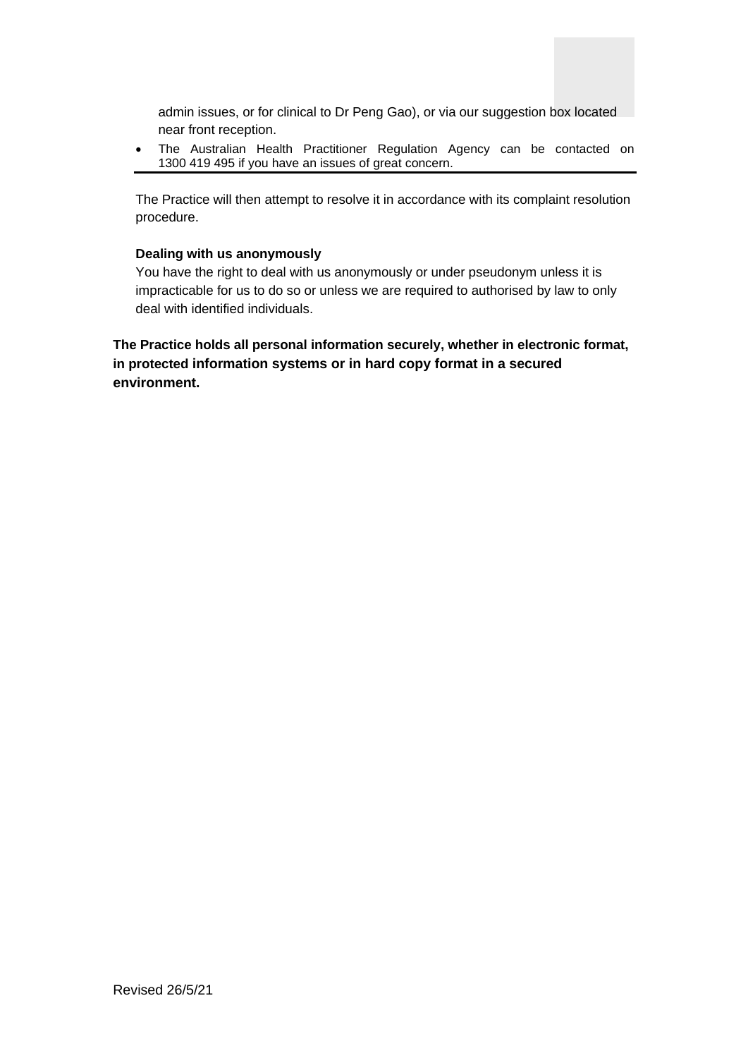admin issues, or for clinical to Dr Peng Gao), or via our suggestion box located near front reception.

- The Australian Health Practitioner Regulation Agency can be contacted on 1300 419 495 if you have an issues of great concern.

---

The Practice will then attempt to resolve it in accordance with its complaint resolution procedure.

**Dealing with us anonymously**

You have the right to deal with us anonymously or under pseudonym unless it is impracticable for us to do so or unless we are required to authorised by law to only deal with identified individuals.

**The Practice holds all personal information securely, whether in electronic format, in protected information systems or in hard copy format in a secured environment.**

Revised 26/5/21